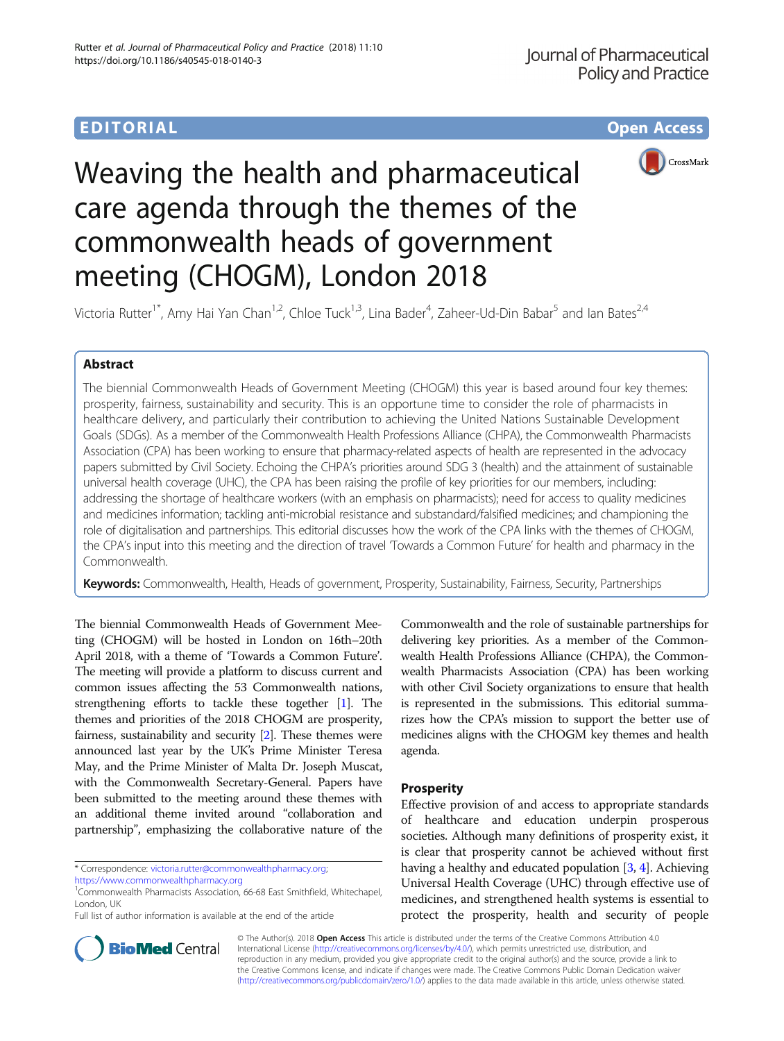EDITORIAL

Open Access

# Weaving the health and pharmaceutical care agenda through the themes of the commonwealth heads of government meeting (CHOGM), London 2018

Victoria Rutter[1*], Amy Hai Yan Chan[1,2], Chloe Tuck[1,3], Lina Bader[4], Zaheer-Ud-Din Babar[5] and Ian Bates[2,4]

## Abstract

The biennial Commonwealth Heads of Government Meeting (CHOGM) this year is based around four key themes: prosperity, fairness, sustainability and security. This is an opportune time to consider the role of pharmacists in healthcare delivery, and particularly their contribution to achieving the United Nations Sustainable Development Goals (SDGs). As a member of the Commonwealth Health Professions Alliance (CHPA), the Commonwealth Pharmacists Association (CPA) has been working to ensure that pharmacy-related aspects of health are represented in the advocacy papers submitted by Civil Society. Echoing the CHPA's priorities around SDG 3 (health) and the attainment of sustainable universal health coverage (UHC), the CPA has been raising the profile of key priorities for our members, including: addressing the shortage of healthcare workers (with an emphasis on pharmacists); need for access to quality medicines and medicines information; tackling anti-microbial resistance and substandard/falsified medicines; and championing the role of digitalisation and partnerships. This editorial discusses how the work of the CPA links with the themes of CHOGM, the CPA's input into this meeting and the direction of travel 'Towards a Common Future' for health and pharmacy in the Commonwealth.

**Keywords:** Commonwealth, Health, Heads of government, Prosperity, Sustainability, Fairness, Security, Partnerships

The biennial Commonwealth Heads of Government Meeting (CHOGM) will be hosted in London on 16th–20th April 2018, with a theme of 'Towards a Common Future'. The meeting will provide a platform to discuss current and common issues affecting the 53 Commonwealth nations, strengthening efforts to tackle these together [1]. The themes and priorities of the 2018 CHOGM are prosperity, fairness, sustainability and security [2]. These themes were announced last year by the UK's Prime Minister Teresa May, and the Prime Minister of Malta Dr. Joseph Muscat, with the Commonwealth Secretary-General. Papers have been submitted to the meeting around these themes with an additional theme invited around "collaboration and partnership", emphasizing the collaborative nature of the Commonwealth and the role of sustainable partnerships for delivering key priorities. As a member of the Commonwealth Health Professions Alliance (CHPA), the Commonwealth Pharmacists Association (CPA) has been working with other Civil Society organizations to ensure that health is represented in the submissions. This editorial summarizes how the CPA's mission to support the better use of medicines aligns with the CHOGM key themes and health agenda.

## Prosperity

Effective provision of and access to appropriate standards of healthcare and education underpin prosperous societies. Although many definitions of prosperity exist, it is clear that prosperity cannot be achieved without first having a healthy and educated population [3, 4]. Achieving Universal Health Coverage (UHC) through effective use of medicines, and strengthened health systems is essential to protect the prosperity, health and security of people

\* Correspondence: victoria.rutter@commonwealthpharmacy.org; https://www.commonwealthpharmacy.org
[1]Commonwealth Pharmacists Association, 66-68 East Smithfield, Whitechapel, London, UK
Full list of author information is available at the end of the article

© The Author(s). 2018 **Open Access** This article is distributed under the terms of the Creative Commons Attribution 4.0 International License (http://creativecommons.org/licenses/by/4.0/), which permits unrestricted use, distribution, and reproduction in any medium, provided you give appropriate credit to the original author(s) and the source, provide a link to the Creative Commons license, and indicate if changes were made. The Creative Commons Public Domain Dedication waiver (http://creativecommons.org/publicdomain/zero/1.0/) applies to the data made available in this article, unless otherwise stated.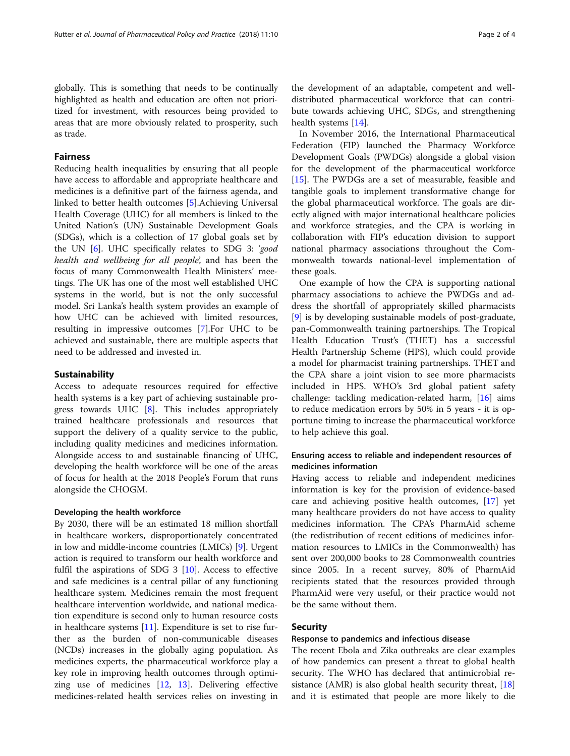globally. This is something that needs to be continually highlighted as health and education are often not prioritized for investment, with resources being provided to areas that are more obviously related to prosperity, such as trade.

## Fairness

Reducing health inequalities by ensuring that all people have access to affordable and appropriate healthcare and medicines is a definitive part of the fairness agenda, and linked to better health outcomes [5].Achieving Universal Health Coverage (UHC) for all members is linked to the United Nation's (UN) Sustainable Development Goals (SDGs), which is a collection of 17 global goals set by the UN [6]. UHC specifically relates to SDG 3: '*good health and wellbeing for all people*', and has been the focus of many Commonwealth Health Ministers' meetings. The UK has one of the most well established UHC systems in the world, but is not the only successful model. Sri Lanka's health system provides an example of how UHC can be achieved with limited resources, resulting in impressive outcomes [7].For UHC to be achieved and sustainable, there are multiple aspects that need to be addressed and invested in.

## Sustainability

Access to adequate resources required for effective health systems is a key part of achieving sustainable progress towards UHC [8]. This includes appropriately trained healthcare professionals and resources that support the delivery of a quality service to the public, including quality medicines and medicines information. Alongside access to and sustainable financing of UHC, developing the health workforce will be one of the areas of focus for health at the 2018 People's Forum that runs alongside the CHOGM.

### Developing the health workforce

By 2030, there will be an estimated 18 million shortfall in healthcare workers, disproportionately concentrated in low and middle-income countries (LMICs) [9]. Urgent action is required to transform our health workforce and fulfil the aspirations of SDG 3 [10]. Access to effective and safe medicines is a central pillar of any functioning healthcare system. Medicines remain the most frequent healthcare intervention worldwide, and national medication expenditure is second only to human resource costs in healthcare systems [11]. Expenditure is set to rise further as the burden of non-communicable diseases (NCDs) increases in the globally aging population. As medicines experts, the pharmaceutical workforce play a key role in improving health outcomes through optimizing use of medicines [12, 13]. Delivering effective medicines-related health services relies on investing in the development of an adaptable, competent and well-distributed pharmaceutical workforce that can contribute towards achieving UHC, SDGs, and strengthening health systems [14].

In November 2016, the International Pharmaceutical Federation (FIP) launched the Pharmacy Workforce Development Goals (PWDGs) alongside a global vision for the development of the pharmaceutical workforce [15]. The PWDGs are a set of measurable, feasible and tangible goals to implement transformative change for the global pharmaceutical workforce. The goals are directly aligned with major international healthcare policies and workforce strategies, and the CPA is working in collaboration with FIP's education division to support national pharmacy associations throughout the Commonwealth towards national-level implementation of these goals.

One example of how the CPA is supporting national pharmacy associations to achieve the PWDGs and address the shortfall of appropriately skilled pharmacists [9] is by developing sustainable models of post-graduate, pan-Commonwealth training partnerships. The Tropical Health Education Trust's (THET) has a successful Health Partnership Scheme (HPS), which could provide a model for pharmacist training partnerships. THET and the CPA share a joint vision to see more pharmacists included in HPS. WHO's 3rd global patient safety challenge: tackling medication-related harm, [16] aims to reduce medication errors by 50% in 5 years - it is opportune timing to increase the pharmaceutical workforce to help achieve this goal.

### Ensuring access to reliable and independent resources of medicines information

Having access to reliable and independent medicines information is key for the provision of evidence-based care and achieving positive health outcomes, [17] yet many healthcare providers do not have access to quality medicines information. The CPA's PharmAid scheme (the redistribution of recent editions of medicines information resources to LMICs in the Commonwealth) has sent over 200,000 books to 28 Commonwealth countries since 2005. In a recent survey, 80% of PharmAid recipients stated that the resources provided through PharmAid were very useful, or their practice would not be the same without them.

## Security

### Response to pandemics and infectious disease

The recent Ebola and Zika outbreaks are clear examples of how pandemics can present a threat to global health security. The WHO has declared that antimicrobial resistance (AMR) is also global health security threat, [18] and it is estimated that people are more likely to die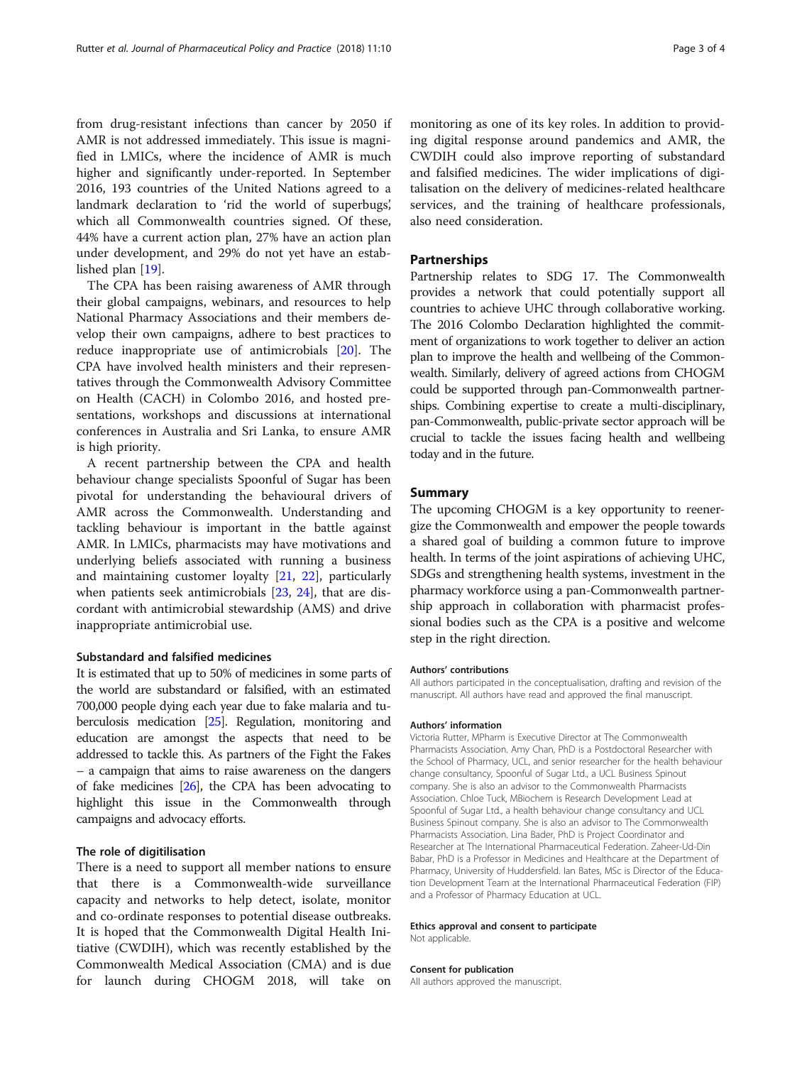from drug-resistant infections than cancer by 2050 if AMR is not addressed immediately. This issue is magnified in LMICs, where the incidence of AMR is much higher and significantly under-reported. In September 2016, 193 countries of the United Nations agreed to a landmark declaration to 'rid the world of superbugs', which all Commonwealth countries signed. Of these, 44% have a current action plan, 27% have an action plan under development, and 29% do not yet have an established plan [19].

The CPA has been raising awareness of AMR through their global campaigns, webinars, and resources to help National Pharmacy Associations and their members develop their own campaigns, adhere to best practices to reduce inappropriate use of antimicrobials [20]. The CPA have involved health ministers and their representatives through the Commonwealth Advisory Committee on Health (CACH) in Colombo 2016, and hosted presentations, workshops and discussions at international conferences in Australia and Sri Lanka, to ensure AMR is high priority.

A recent partnership between the CPA and health behaviour change specialists Spoonful of Sugar has been pivotal for understanding the behavioural drivers of AMR across the Commonwealth. Understanding and tackling behaviour is important in the battle against AMR. In LMICs, pharmacists may have motivations and underlying beliefs associated with running a business and maintaining customer loyalty [21, 22], particularly when patients seek antimicrobials [23, 24], that are discordant with antimicrobial stewardship (AMS) and drive inappropriate antimicrobial use.

### Substandard and falsified medicines

It is estimated that up to 50% of medicines in some parts of the world are substandard or falsified, with an estimated 700,000 people dying each year due to fake malaria and tuberculosis medication [25]. Regulation, monitoring and education are amongst the aspects that need to be addressed to tackle this. As partners of the Fight the Fakes – a campaign that aims to raise awareness on the dangers of fake medicines [26], the CPA has been advocating to highlight this issue in the Commonwealth through campaigns and advocacy efforts.

### The role of digitilisation

There is a need to support all member nations to ensure that there is a Commonwealth-wide surveillance capacity and networks to help detect, isolate, monitor and co-ordinate responses to potential disease outbreaks. It is hoped that the Commonwealth Digital Health Initiative (CWDIH), which was recently established by the Commonwealth Medical Association (CMA) and is due for launch during CHOGM 2018, will take on monitoring as one of its key roles. In addition to providing digital response around pandemics and AMR, the CWDIH could also improve reporting of substandard and falsified medicines. The wider implications of digitalisation on the delivery of medicines-related healthcare services, and the training of healthcare professionals, also need consideration.

## Partnerships

Partnership relates to SDG 17. The Commonwealth provides a network that could potentially support all countries to achieve UHC through collaborative working. The 2016 Colombo Declaration highlighted the commitment of organizations to work together to deliver an action plan to improve the health and wellbeing of the Commonwealth. Similarly, delivery of agreed actions from CHOGM could be supported through pan-Commonwealth partnerships. Combining expertise to create a multi-disciplinary, pan-Commonwealth, public-private sector approach will be crucial to tackle the issues facing health and wellbeing today and in the future.

## Summary

The upcoming CHOGM is a key opportunity to reenergize the Commonwealth and empower the people towards a shared goal of building a common future to improve health. In terms of the joint aspirations of achieving UHC, SDGs and strengthening health systems, investment in the pharmacy workforce using a pan-Commonwealth partnership approach in collaboration with pharmacist professional bodies such as the CPA is a positive and welcome step in the right direction.

#### Authors' contributions

All authors participated in the conceptualisation, drafting and revision of the manuscript. All authors have read and approved the final manuscript.

#### Authors' information

Victoria Rutter, MPharm is Executive Director at The Commonwealth Pharmacists Association. Amy Chan, PhD is a Postdoctoral Researcher with the School of Pharmacy, UCL, and senior researcher for the health behaviour change consultancy, Spoonful of Sugar Ltd., a UCL Business Spinout company. She is also an advisor to the Commonwealth Pharmacists Association. Chloe Tuck, MBiochem is Research Development Lead at Spoonful of Sugar Ltd., a health behaviour change consultancy and UCL Business Spinout company. She is also an advisor to The Commonwealth Pharmacists Association. Lina Bader, PhD is Project Coordinator and Researcher at The International Pharmaceutical Federation. Zaheer-Ud-Din Babar, PhD is a Professor in Medicines and Healthcare at the Department of Pharmacy, University of Huddersfield. Ian Bates, MSc is Director of the Education Development Team at the International Pharmaceutical Federation (FIP) and a Professor of Pharmacy Education at UCL.

#### Ethics approval and consent to participate

Not applicable.

#### Consent for publication

All authors approved the manuscript.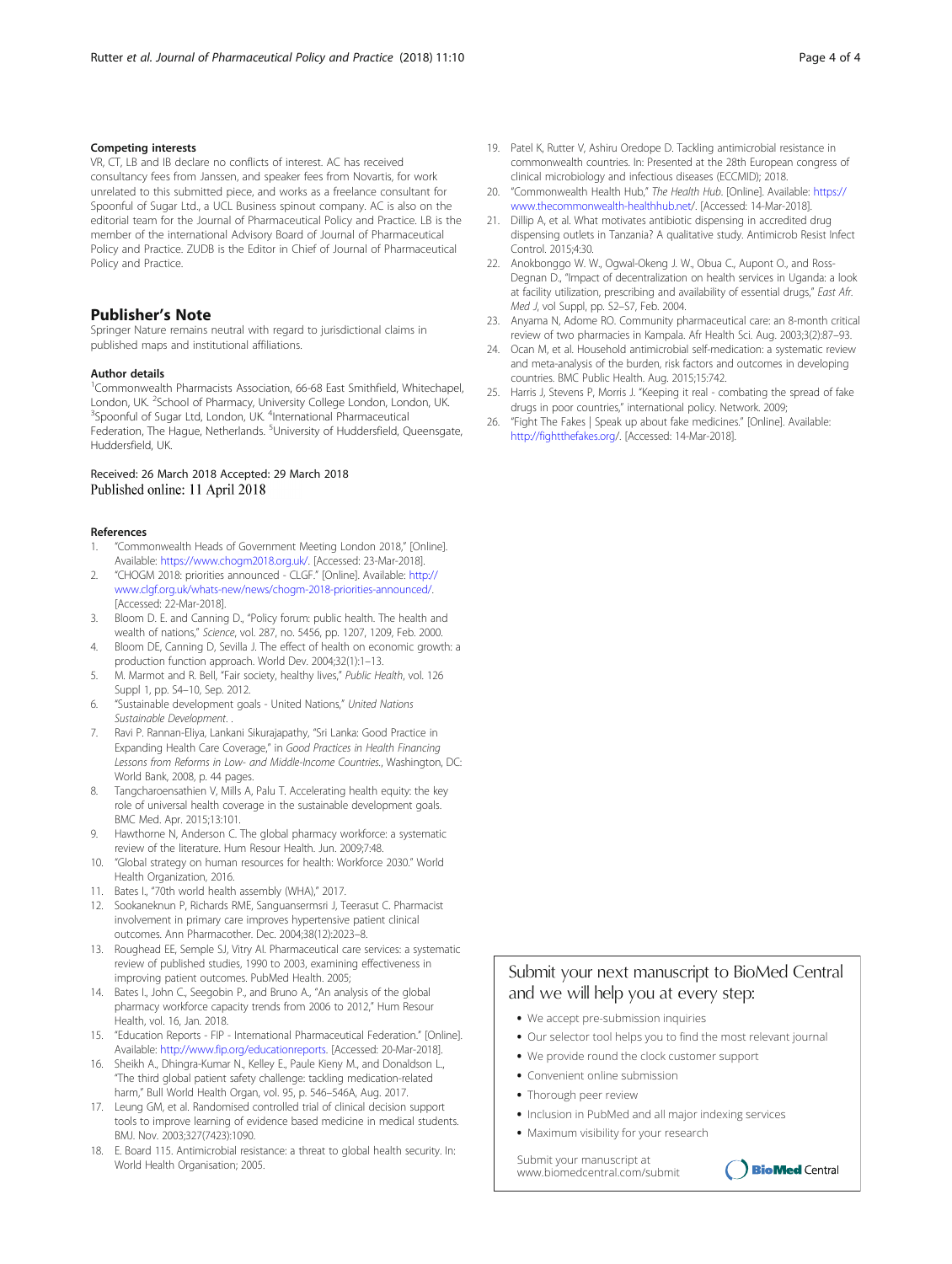### Competing interests

VR, CT, LB and IB declare no conflicts of interest. AC has received consultancy fees from Janssen, and speaker fees from Novartis, for work unrelated to this submitted piece, and works as a freelance consultant for Spoonful of Sugar Ltd., a UCL Business spinout company. AC is also on the editorial team for the Journal of Pharmaceutical Policy and Practice. LB is the member of the international Advisory Board of Journal of Pharmaceutical Policy and Practice. ZUDB is the Editor in Chief of Journal of Pharmaceutical Policy and Practice.

## Publisher's Note

Springer Nature remains neutral with regard to jurisdictional claims in published maps and institutional affiliations.

### Author details

[1]Commonwealth Pharmacists Association, 66-68 East Smithfield, Whitechapel, London, UK. [2]School of Pharmacy, University College London, London, UK. [3]Spoonful of Sugar Ltd, London, UK. [4]International Pharmaceutical Federation, The Hague, Netherlands. [5]University of Huddersfield, Queensgate, Huddersfield, UK.

Received: 26 March 2018 Accepted: 29 March 2018
Published online: 11 April 2018

### References

1. "Commonwealth Heads of Government Meeting London 2018," [Online]. Available: https://www.chogm2018.org.uk/. [Accessed: 23-Mar-2018].
2. "CHOGM 2018: priorities announced - CLGF." [Online]. Available: http://www.clgf.org.uk/whats-new/news/chogm-2018-priorities-announced/. [Accessed: 22-Mar-2018].
3. Bloom D. E. and Canning D., "Policy forum: public health. The health and wealth of nations," *Science*, vol. 287, no. 5456, pp. 1207, 1209, Feb. 2000.
4. Bloom DE, Canning D, Sevilla J. The effect of health on economic growth: a production function approach. World Dev. 2004;32(1):1–13.
5. M. Marmot and R. Bell, "Fair society, healthy lives," *Public Health*, vol. 126 Suppl 1, pp. S4–10, Sep. 2012.
6. "Sustainable development goals - United Nations," *United Nations Sustainable Development*. .
7. Ravi P. Rannan-Eliya, Lankani Sikurajapathy, "Sri Lanka: Good Practice in Expanding Health Care Coverage," in *Good Practices in Health Financing Lessons from Reforms in Low- and Middle-Income Countries.*, Washington, DC: World Bank, 2008, p. 44 pages.
8. Tangcharoensathien V, Mills A, Palu T. Accelerating health equity: the key role of universal health coverage in the sustainable development goals. BMC Med. Apr. 2015;13:101.
9. Hawthorne N, Anderson C. The global pharmacy workforce: a systematic review of the literature. Hum Resour Health. Jun. 2009;7:48.
10. "Global strategy on human resources for health: Workforce 2030." World Health Organization, 2016.
11. Bates I., "70th world health assembly (WHA)," 2017.
12. Sookaneknun P, Richards RME, Sanguansermsri J, Teerasut C. Pharmacist involvement in primary care improves hypertensive patient clinical outcomes. Ann Pharmacother. Dec. 2004;38(12):2023–8.
13. Roughead EE, Semple SJ, Vitry AI. Pharmaceutical care services: a systematic review of published studies, 1990 to 2003, examining effectiveness in improving patient outcomes. PubMed Health. 2005;
14. Bates I., John C., Seegobin P., and Bruno A., "An analysis of the global pharmacy workforce capacity trends from 2006 to 2012," Hum Resour Health, vol. 16, Jan. 2018.
15. "Education Reports - FIP - International Pharmaceutical Federation." [Online]. Available: http://www.fip.org/educationreports. [Accessed: 20-Mar-2018].
16. Sheikh A., Dhingra-Kumar N., Kelley E., Paule Kieny M., and Donaldson L., "The third global patient safety challenge: tackling medication-related harm," Bull World Health Organ, vol. 95, p. 546–546A, Aug. 2017.
17. Leung GM, et al. Randomised controlled trial of clinical decision support tools to improve learning of evidence based medicine in medical students. BMJ. Nov. 2003;327(7423):1090.
18. E. Board 115. Antimicrobial resistance: a threat to global health security. In: World Health Organisation; 2005.
19. Patel K, Rutter V, Ashiru Oredope D. Tackling antimicrobial resistance in commonwealth countries. In: Presented at the 28th European congress of clinical microbiology and infectious diseases (ECCMID); 2018.
20. "Commonwealth Health Hub," *The Health Hub*. [Online]. Available: https://www.thecommonwealth-healthhub.net/. [Accessed: 14-Mar-2018].
21. Dillip A, et al. What motivates antibiotic dispensing in accredited drug dispensing outlets in Tanzania? A qualitative study. Antimicrob Resist Infect Control. 2015;4:30.
22. Anokbonggo W. W., Ogwal-Okeng J. W., Obua C., Aupont O., and Ross-Degnan D., "Impact of decentralization on health services in Uganda: a look at facility utilization, prescribing and availability of essential drugs," *East Afr. Med J*, vol Suppl, pp. S2–S7, Feb. 2004.
23. Anyama N, Adome RO. Community pharmaceutical care: an 8-month critical review of two pharmacies in Kampala. Afr Health Sci. Aug. 2003;3(2):87–93.
24. Ocan M, et al. Household antimicrobial self-medication: a systematic review and meta-analysis of the burden, risk factors and outcomes in developing countries. BMC Public Health. Aug. 2015;15:742.
25. Harris J, Stevens P, Morris J. "Keeping it real - combating the spread of fake drugs in poor countries," international policy. Network. 2009;
26. "Fight The Fakes | Speak up about fake medicines." [Online]. Available: http://fightthefakes.org/. [Accessed: 14-Mar-2018].

Submit your next manuscript to BioMed Central and we will help you at every step:

- We accept pre-submission inquiries
- Our selector tool helps you to find the most relevant journal
- We provide round the clock customer support
- Convenient online submission
- Thorough peer review
- Inclusion in PubMed and all major indexing services
- Maximum visibility for your research

Submit your manuscript at www.biomedcentral.com/submit

BioMed Central